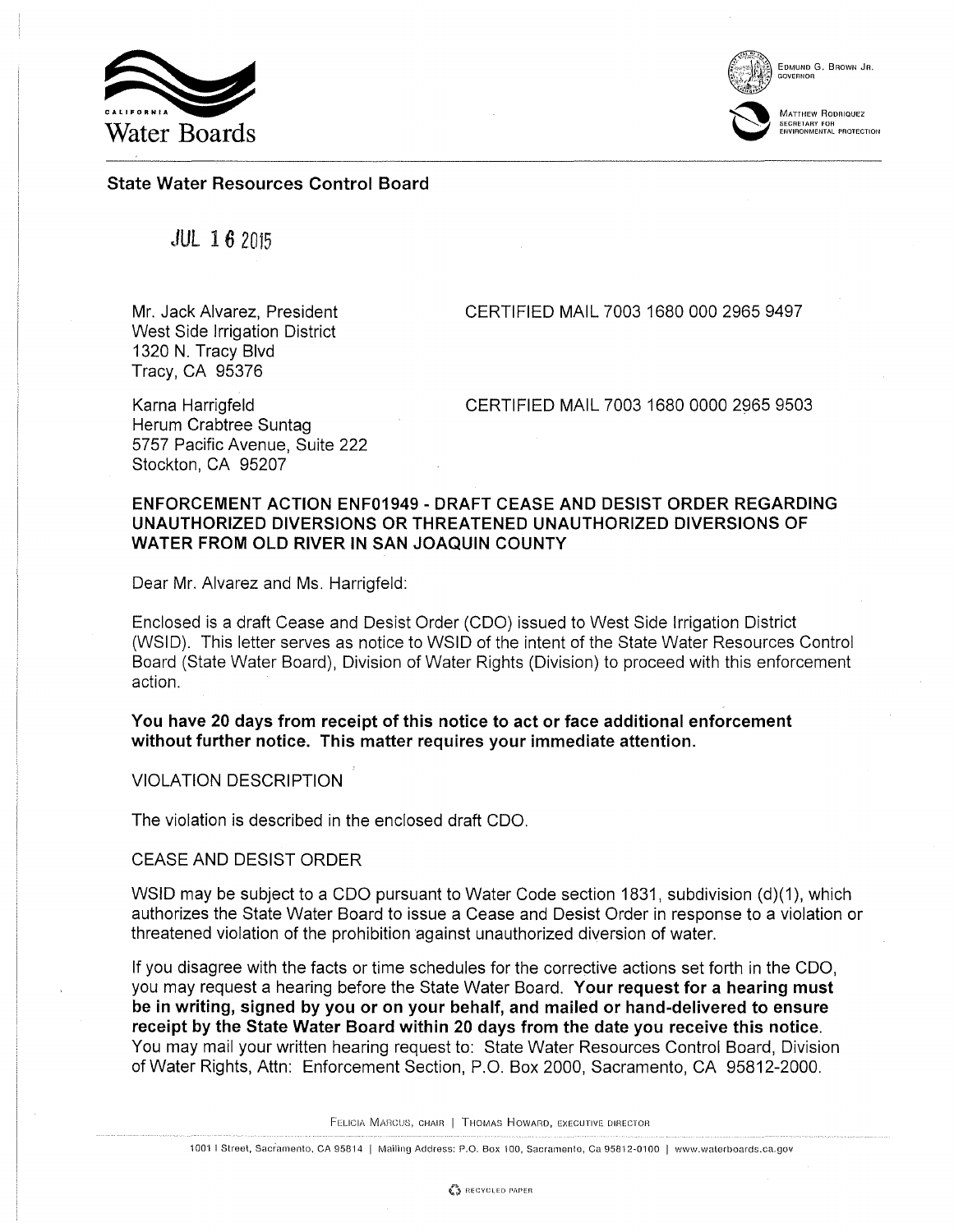California Water Boards

EDMUND G. BROWN JR.
GOVERNOR

MATTHEW RODRIQUEZ
SECRETARY FOR
ENVIRONMENTAL PROTECTION

**State Water Resources Control Board**

JUL 16 2015

Mr. Jack Alvarez, President
West Side Irrigation District
1320 N. Tracy Blvd
Tracy, CA 95376

CERTIFIED MAIL 7003 1680 000 2965 9497

Karna Harrigfeld
Herum Crabtree Suntag
5757 Pacific Avenue, Suite 222
Stockton, CA 95207

CERTIFIED MAIL 7003 1680 0000 2965 9503

**ENFORCEMENT ACTION ENF01949 - DRAFT CEASE AND DESIST ORDER REGARDING UNAUTHORIZED DIVERSIONS OR THREATENED UNAUTHORIZED DIVERSIONS OF WATER FROM OLD RIVER IN SAN JOAQUIN COUNTY**

Dear Mr. Alvarez and Ms. Harrigfeld:

Enclosed is a draft Cease and Desist Order (CDO) issued to West Side Irrigation District (WSID). This letter serves as notice to WSID of the intent of the State Water Resources Control Board (State Water Board), Division of Water Rights (Division) to proceed with this enforcement action.

**You have 20 days from receipt of this notice to act or face additional enforcement without further notice. This matter requires your immediate attention.**

VIOLATION DESCRIPTION

The violation is described in the enclosed draft CDO.

CEASE AND DESIST ORDER

WSID may be subject to a CDO pursuant to Water Code section 1831, subdivision (d)(1), which authorizes the State Water Board to issue a Cease and Desist Order in response to a violation or threatened violation of the prohibition against unauthorized diversion of water.

If you disagree with the facts or time schedules for the corrective actions set forth in the CDO, you may request a hearing before the State Water Board. **Your request for a hearing must be in writing, signed by you or on your behalf, and mailed or hand-delivered to ensure receipt by the State Water Board within 20 days from the date you receive this notice.** You may mail your written hearing request to: State Water Resources Control Board, Division of Water Rights, Attn: Enforcement Section, P.O. Box 2000, Sacramento, CA 95812-2000.

FELICIA MARCUS, CHAIR | THOMAS HOWARD, EXECUTIVE DIRECTOR

1001 I Street, Sacramento, CA 95814 | Mailing Address: P.O. Box 100, Sacramento, Ca 95812-0100 | www.waterboards.ca.gov

RECYCLED PAPER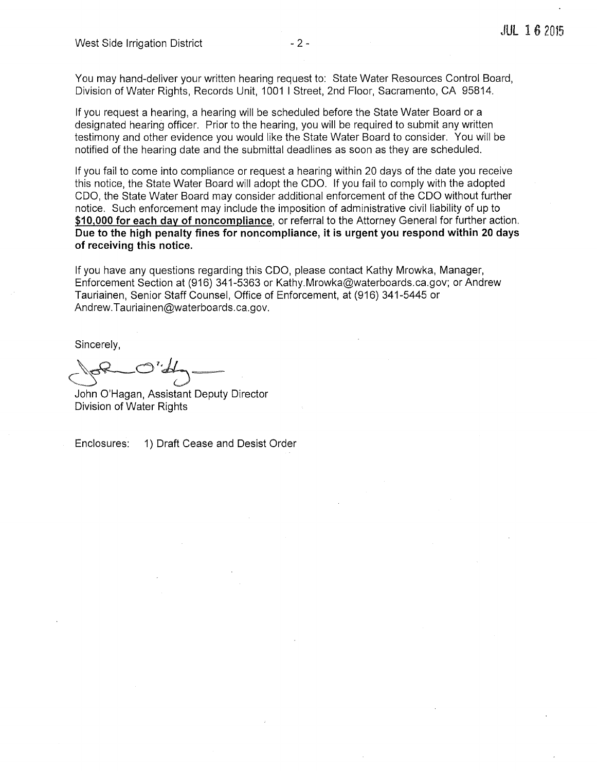You may hand-deliver your written hearing request to: State Water Resources Control Board, Division of Water Rights, Records Unit, 1001 I Street, 2nd Floor, Sacramento, CA 95814.

If you request a hearing, a hearing will be scheduled before the State Water Board or a designated hearing officer. Prior to the hearing, you will be required to submit any written testimony and other evidence you would like the State Water Board to consider. You will be notified of the hearing date and the submittal deadlines as soon as they are scheduled.

If you fail to come into compliance or request a hearing within 20 days of the date you receive this notice, the State Water Board will adopt the CDO. If you fail to comply with the adopted CDO, the State Water Board may consider additional enforcement of the CDO without further notice. Such enforcement may include the imposition of administrative civil liability of up to **$10,000 for each day of noncompliance**, or referral to the Attorney General for further action. **Due to the high penalty fines for noncompliance, it is urgent you respond within 20 days of receiving this notice.**

If you have any questions regarding this CDO, please contact Kathy Mrowka, Manager, Enforcement Section at (916) 341-5363 or Kathy.Mrowka@waterboards.ca.gov; or Andrew Tauriainen, Senior Staff Counsel, Office of Enforcement, at (916) 341-5445 or Andrew.Tauriainen@waterboards.ca.gov.

Sincerely,

John O'Hagan, Assistant Deputy Director
Division of Water Rights

Enclosures: 1) Draft Cease and Desist Order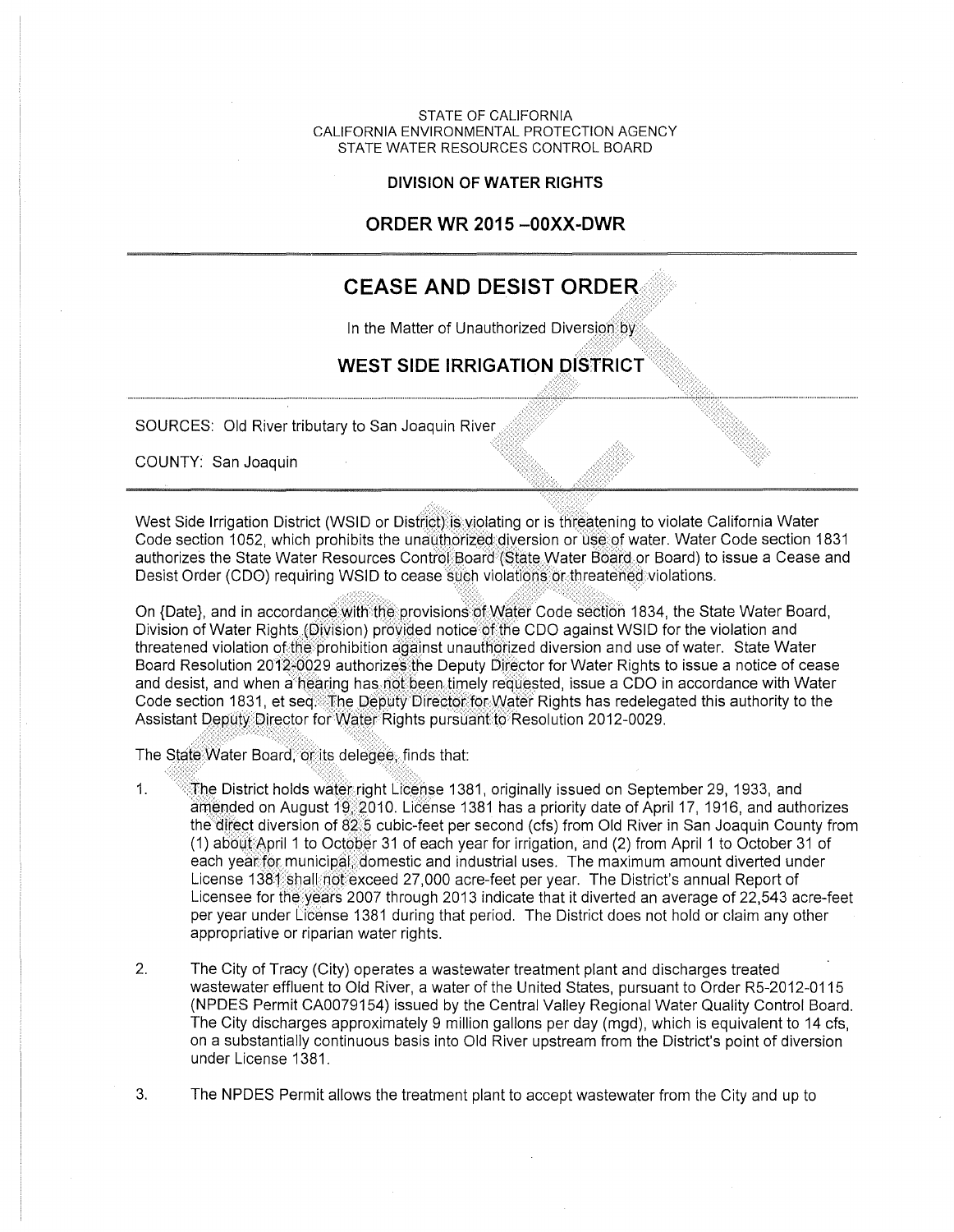STATE OF CALIFORNIA
CALIFORNIA ENVIRONMENTAL PROTECTION AGENCY
STATE WATER RESOURCES CONTROL BOARD

**DIVISION OF WATER RIGHTS**

## ORDER WR 2015 –00XX-DWR

# CEASE AND DESIST ORDER

In the Matter of Unauthorized Diversion by

## WEST SIDE IRRIGATION DISTRICT

SOURCES: Old River tributary to San Joaquin River

COUNTY: San Joaquin

West Side Irrigation District (WSID or District) is violating or is threatening to violate California Water Code section 1052, which prohibits the unauthorized diversion or use of water. Water Code section 1831 authorizes the State Water Resources Control Board (State Water Board or Board) to issue a Cease and Desist Order (CDO) requiring WSID to cease such violations or threatened violations.

On {Date}, and in accordance with the provisions of Water Code section 1834, the State Water Board, Division of Water Rights (Division) provided notice of the CDO against WSID for the violation and threatened violation of the prohibition against unauthorized diversion and use of water. State Water Board Resolution 2012-0029 authorizes the Deputy Director for Water Rights to issue a notice of cease and desist, and when a hearing has not been timely requested, issue a CDO in accordance with Water Code section 1831, et seq. The Deputy Director for Water Rights has redelegated this authority to the Assistant Deputy Director for Water Rights pursuant to Resolution 2012-0029.

The State Water Board, or its delegee, finds that:

1. The District holds water right License 1381, originally issued on September 29, 1933, and amended on August 19, 2010. License 1381 has a priority date of April 17, 1916, and authorizes the direct diversion of 82.5 cubic-feet per second (cfs) from Old River in San Joaquin County from (1) about April 1 to October 31 of each year for irrigation, and (2) from April 1 to October 31 of each year for municipal, domestic and industrial uses. The maximum amount diverted under License 1381 shall not exceed 27,000 acre-feet per year. The District's annual Report of Licensee for the years 2007 through 2013 indicate that it diverted an average of 22,543 acre-feet per year under License 1381 during that period. The District does not hold or claim any other appropriative or riparian water rights.

2. The City of Tracy (City) operates a wastewater treatment plant and discharges treated wastewater effluent to Old River, a water of the United States, pursuant to Order R5-2012-0115 (NPDES Permit CA0079154) issued by the Central Valley Regional Water Quality Control Board. The City discharges approximately 9 million gallons per day (mgd), which is equivalent to 14 cfs, on a substantially continuous basis into Old River upstream from the District's point of diversion under License 1381.

3. The NPDES Permit allows the treatment plant to accept wastewater from the City and up to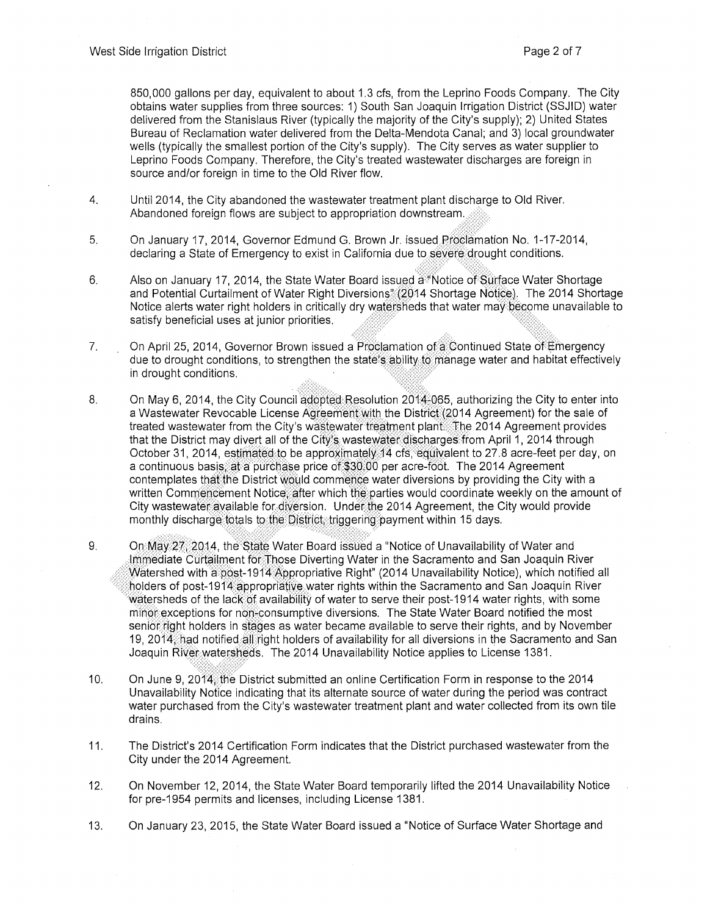850,000 gallons per day, equivalent to about 1.3 cfs, from the Leprino Foods Company. The City obtains water supplies from three sources: 1) South San Joaquin Irrigation District (SSJID) water delivered from the Stanislaus River (typically the majority of the City's supply); 2) United States Bureau of Reclamation water delivered from the Delta-Mendota Canal; and 3) local groundwater wells (typically the smallest portion of the City's supply). The City serves as water supplier to Leprino Foods Company. Therefore, the City's treated wastewater discharges are foreign in source and/or foreign in time to the Old River flow.

4. Until 2014, the City abandoned the wastewater treatment plant discharge to Old River. Abandoned foreign flows are subject to appropriation downstream.

5. On January 17, 2014, Governor Edmund G. Brown Jr. issued Proclamation No. 1-17-2014, declaring a State of Emergency to exist in California due to severe drought conditions.

6. Also on January 17, 2014, the State Water Board issued a "Notice of Surface Water Shortage and Potential Curtailment of Water Right Diversions" (2014 Shortage Notice). The 2014 Shortage Notice alerts water right holders in critically dry watersheds that water may become unavailable to satisfy beneficial uses at junior priorities.

7. On April 25, 2014, Governor Brown issued a Proclamation of a Continued State of Emergency due to drought conditions, to strengthen the state's ability to manage water and habitat effectively in drought conditions.

8. On May 6, 2014, the City Council adopted Resolution 2014-065, authorizing the City to enter into a Wastewater Revocable License Agreement with the District (2014 Agreement) for the sale of treated wastewater from the City's wastewater treatment plant. The 2014 Agreement provides that the District may divert all of the City's wastewater discharges from April 1, 2014 through October 31, 2014, estimated to be approximately 14 cfs, equivalent to 27.8 acre-feet per day, on a continuous basis, at a purchase price of $30.00 per acre-foot. The 2014 Agreement contemplates that the District would commence water diversions by providing the City with a written Commencement Notice, after which the parties would coordinate weekly on the amount of City wastewater available for diversion. Under the 2014 Agreement, the City would provide monthly discharge totals to the District, triggering payment within 15 days.

9. On May 27, 2014, the State Water Board issued a "Notice of Unavailability of Water and Immediate Curtailment for Those Diverting Water in the Sacramento and San Joaquin River Watershed with a post-1914 Appropriative Right" (2014 Unavailability Notice), which notified all holders of post-1914 appropriative water rights within the Sacramento and San Joaquin River watersheds of the lack of availability of water to serve their post-1914 water rights, with some minor exceptions for non-consumptive diversions. The State Water Board notified the most senior right holders in stages as water became available to serve their rights, and by November 19, 2014, had notified all right holders of availability for all diversions in the Sacramento and San Joaquin River watersheds. The 2014 Unavailability Notice applies to License 1381.

10. On June 9, 2014, the District submitted an online Certification Form in response to the 2014 Unavailability Notice indicating that its alternate source of water during the period was contract water purchased from the City's wastewater treatment plant and water collected from its own tile drains.

11. The District's 2014 Certification Form indicates that the District purchased wastewater from the City under the 2014 Agreement.

12. On November 12, 2014, the State Water Board temporarily lifted the 2014 Unavailability Notice for pre-1954 permits and licenses, including License 1381.

13. On January 23, 2015, the State Water Board issued a "Notice of Surface Water Shortage and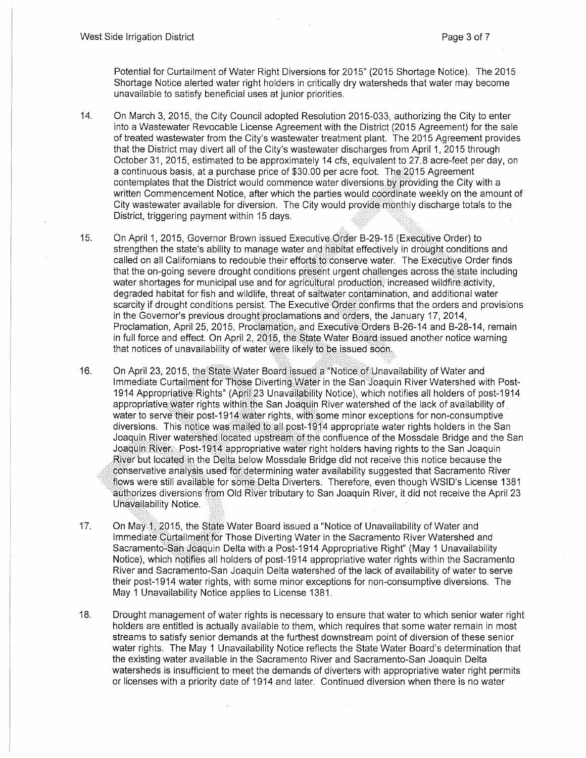Potential for Curtailment of Water Right Diversions for 2015" (2015 Shortage Notice). The 2015 Shortage Notice alerted water right holders in critically dry watersheds that water may become unavailable to satisfy beneficial uses at junior priorities.

14. On March 3, 2015, the City Council adopted Resolution 2015-033, authorizing the City to enter into a Wastewater Revocable License Agreement with the District (2015 Agreement) for the sale of treated wastewater from the City's wastewater treatment plant. The 2015 Agreement provides that the District may divert all of the City's wastewater discharges from April 1, 2015 through October 31, 2015, estimated to be approximately 14 cfs, equivalent to 27.8 acre-feet per day, on a continuous basis, at a purchase price of $30.00 per acre foot. The 2015 Agreement contemplates that the District would commence water diversions by providing the City with a written Commencement Notice, after which the parties would coordinate weekly on the amount of City wastewater available for diversion. The City would provide monthly discharge totals to the District, triggering payment within 15 days.

15. On April 1, 2015, Governor Brown issued Executive Order B-29-15 (Executive Order) to strengthen the state's ability to manage water and habitat effectively in drought conditions and called on all Californians to redouble their efforts to conserve water. The Executive Order finds that the on-going severe drought conditions present urgent challenges across the state including water shortages for municipal use and for agricultural production, increased wildfire activity, degraded habitat for fish and wildlife, threat of saltwater contamination, and additional water scarcity if drought conditions persist. The Executive Order confirms that the orders and provisions in the Governor's previous drought proclamations and orders, the January 17, 2014, Proclamation, April 25, 2015, Proclamation, and Executive Orders B-26-14 and B-28-14, remain in full force and effect. On April 2, 2015, the State Water Board issued another notice warning that notices of unavailability of water were likely to be issued soon.

16. On April 23, 2015, the State Water Board issued a "Notice of Unavailability of Water and Immediate Curtailment for Those Diverting Water in the San Joaquin River Watershed with Post-1914 Appropriative Rights" (April 23 Unavailability Notice), which notifies all holders of post-1914 appropriative water rights within the San Joaquin River watershed of the lack of availability of water to serve their post-1914 water rights, with some minor exceptions for non-consumptive diversions. This notice was mailed to all post-1914 appropriate water rights holders in the San Joaquin River watershed located upstream of the confluence of the Mossdale Bridge and the San Joaquin River. Post-1914 appropriative water right holders having rights to the San Joaquin River but located in the Delta below Mossdale Bridge did not receive this notice because the conservative analysis used for determining water availability suggested that Sacramento River flows were still available for some Delta Diverters. Therefore, even though WSID's License 1381 authorizes diversions from Old River tributary to San Joaquin River, it did not receive the April 23 Unavailability Notice.

17. On May 1, 2015, the State Water Board issued a "Notice of Unavailability of Water and Immediate Curtailment for Those Diverting Water in the Sacramento River Watershed and Sacramento-San Joaquin Delta with a Post-1914 Appropriative Right" (May 1 Unavailability Notice), which notifies all holders of post-1914 appropriative water rights within the Sacramento River and Sacramento-San Joaquin Delta watershed of the lack of availability of water to serve their post-1914 water rights, with some minor exceptions for non-consumptive diversions. The May 1 Unavailability Notice applies to License 1381.

18. Drought management of water rights is necessary to ensure that water to which senior water right holders are entitled is actually available to them, which requires that some water remain in most streams to satisfy senior demands at the furthest downstream point of diversion of these senior water rights. The May 1 Unavailability Notice reflects the State Water Board's determination that the existing water available in the Sacramento River and Sacramento-San Joaquin Delta watersheds is insufficient to meet the demands of diverters with appropriative water right permits or licenses with a priority date of 1914 and later. Continued diversion when there is no water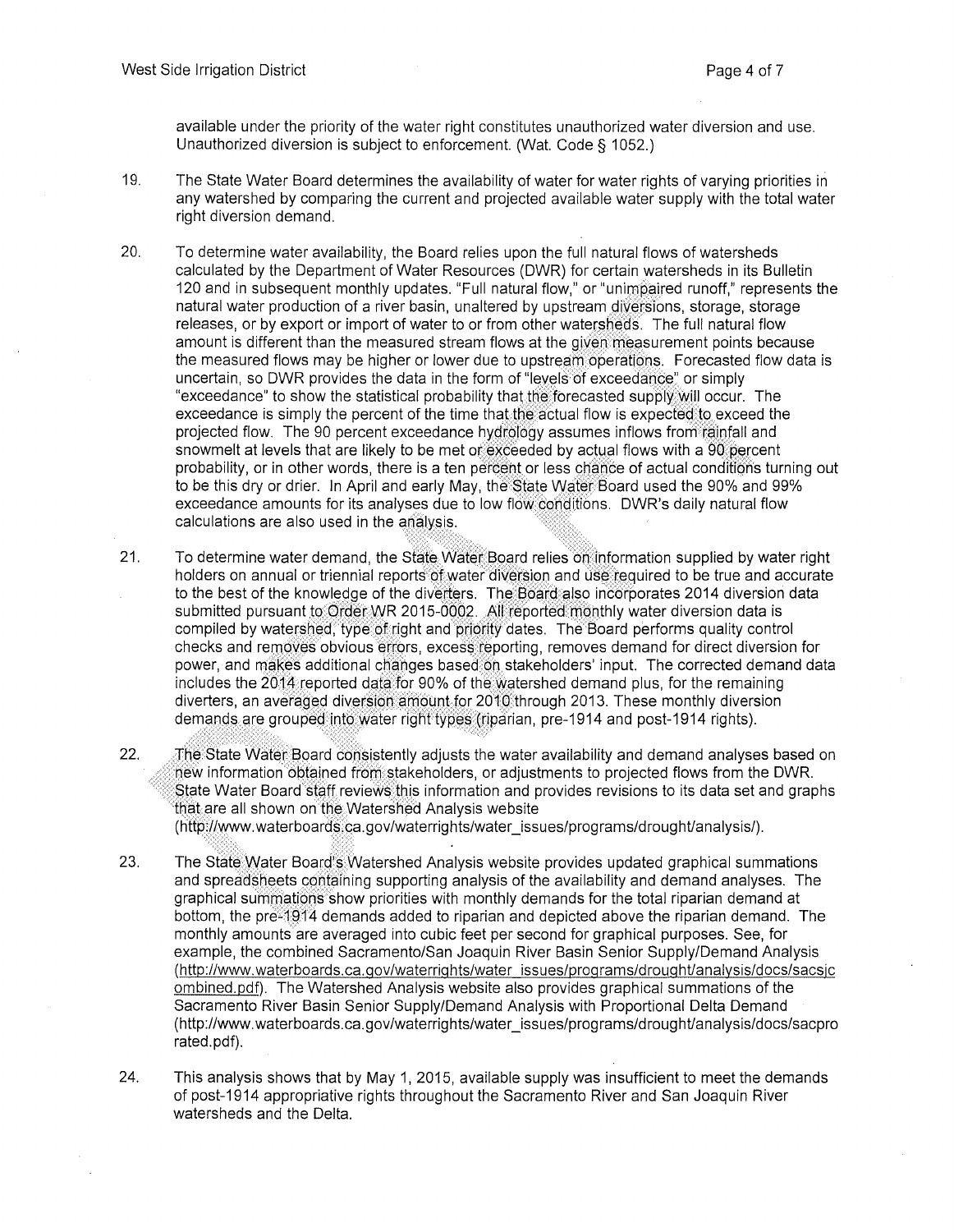available under the priority of the water right constitutes unauthorized water diversion and use. Unauthorized diversion is subject to enforcement. (Wat. Code § 1052.)

19. The State Water Board determines the availability of water for water rights of varying priorities in any watershed by comparing the current and projected available water supply with the total water right diversion demand.

20. To determine water availability, the Board relies upon the full natural flows of watersheds calculated by the Department of Water Resources (DWR) for certain watersheds in its Bulletin 120 and in subsequent monthly updates. "Full natural flow," or "unimpaired runoff," represents the natural water production of a river basin, unaltered by upstream diversions, storage releases, or by export or import of water to or from other watersheds. The full natural flow amount is different than the measured stream flows at the given measurement points because the measured flows may be higher or lower due to upstream operations. Forecasted flow data is uncertain, so DWR provides the data in the form of "levels of exceedance" or simply "exceedance" to show the statistical probability that the forecasted supply will occur. The exceedance is simply the percent of the time that the actual flow is expected to exceed the projected flow. The 90 percent exceedance hydrology assumes inflows from rainfall and snowmelt at levels that are likely to be met or exceeded by actual flows with a 90 percent probability, or in other words, there is a ten percent or less chance of actual conditions turning out to be this dry or drier. In April and early May, the State Water Board used the 90% and 99% exceedance amounts for its analyses due to low flow conditions. DWR's daily natural flow calculations are also used in the analysis.

21. To determine water demand, the State Water Board relies on information supplied by water right holders on annual or triennial reports of water diversion and use required to be true and accurate to the best of the knowledge of the diverters. The Board also incorporates 2014 diversion data submitted pursuant to Order WR 2015-0002. All reported monthly water diversion data is compiled by watershed, type of right and priority dates. The Board performs quality control checks and removes obvious errors, excess reporting, removes demand for direct diversion for power, and makes additional changes based on stakeholders' input. The corrected demand data includes the 2014 reported data for 90% of the watershed demand plus, for the remaining diverters, an averaged diversion amount for 2010 through 2013. These monthly diversion demands are grouped into water right types (riparian, pre-1914 and post-1914 rights).

22. The State Water Board consistently adjusts the water availability and demand analyses based on new information obtained from stakeholders, or adjustments to projected flows from the DWR. State Water Board staff reviews this information and provides revisions to its data set and graphs that are all shown on the Watershed Analysis website (http://www.waterboards.ca.gov/waterrights/water_issues/programs/drought/analysis/).

23. The State Water Board's Watershed Analysis website provides updated graphical summations and spreadsheets containing supporting analysis of the availability and demand analyses. The graphical summations show priorities with monthly demands for the total riparian demand at bottom, the pre-1914 demands added to riparian and depicted above the riparian demand. The monthly amounts are averaged into cubic feet per second for graphical purposes. See, for example, the combined Sacramento/San Joaquin River Basin Senior Supply/Demand Analysis (http://www.waterrights.ca.gov/waterrights/water_issues/programs/drought/analysis/docs/sacsjcombined.pdf). The Watershed Analysis website also provides graphical summations of the Sacramento River Basin Senior Supply/Demand Analysis with Proportional Delta Demand (http://www.waterboards.ca.gov/waterrights/water_issues/programs/drought/analysis/docs/sacprorated.pdf).

24. This analysis shows that by May 1, 2015, available supply was insufficient to meet the demands of post-1914 appropriative rights throughout the Sacramento River and San Joaquin River watersheds and the Delta.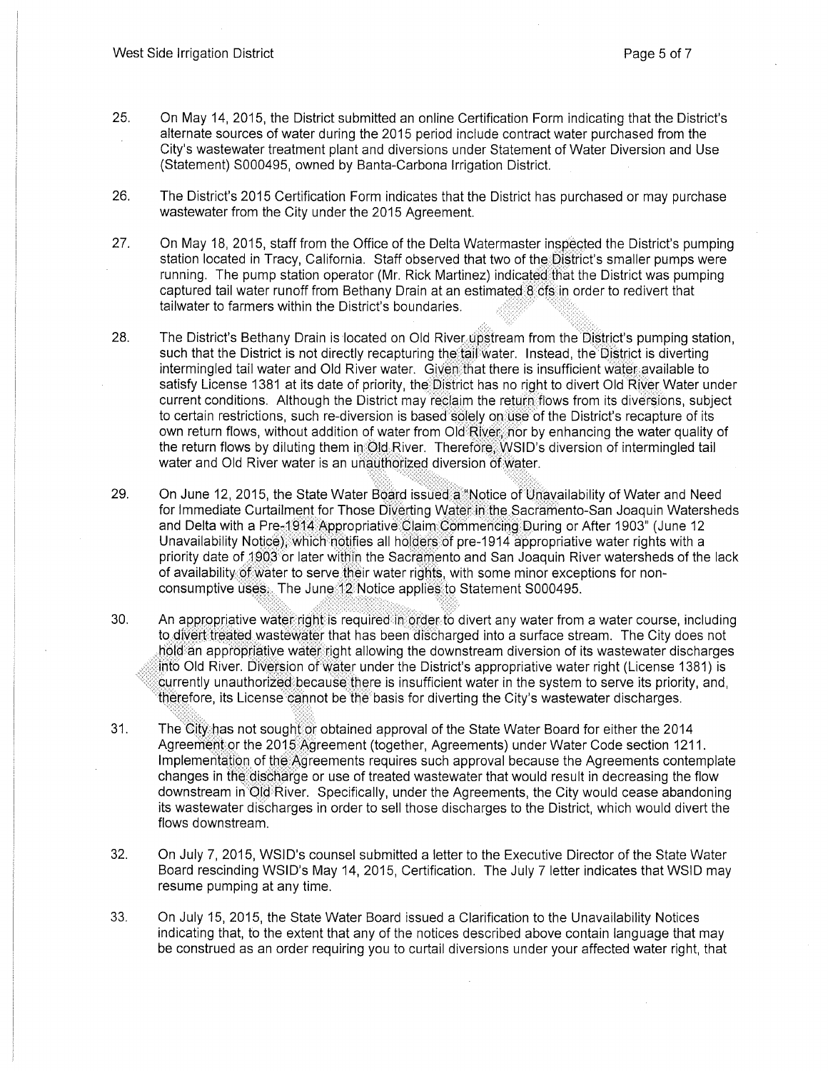25. On May 14, 2015, the District submitted an online Certification Form indicating that the District's alternate sources of water during the 2015 period include contract water purchased from the City's wastewater treatment plant and diversions under Statement of Water Diversion and Use (Statement) S000495, owned by Banta-Carbona Irrigation District.

26. The District's 2015 Certification Form indicates that the District has purchased or may purchase wastewater from the City under the 2015 Agreement.

27. On May 18, 2015, staff from the Office of the Delta Watermaster inspected the District's pumping station located in Tracy, California. Staff observed that two of the District's smaller pumps were running. The pump station operator (Mr. Rick Martinez) indicated that the District was pumping captured tail water runoff from Bethany Drain at an estimated 8 cfs in order to redivert that tailwater to farmers within the District's boundaries.

28. The District's Bethany Drain is located on Old River upstream from the District's pumping station, such that the District is not directly recapturing the tail water. Instead, the District is diverting intermingled tail water and Old River water. Given that there is insufficient water available to satisfy License 1381 at its date of priority, the District has no right to divert Old River Water under current conditions. Although the District may reclaim the return flows from its diversions, subject to certain restrictions, such re-diversion is based solely on use of the District's recapture of its own return flows, without addition of water from Old River, nor by enhancing the water quality of the return flows by diluting them in Old River. Therefore, WSID's diversion of intermingled tail water and Old River water is an unauthorized diversion of water.

29. On June 12, 2015, the State Water Board issued a "Notice of Unavailability of Water and Need for Immediate Curtailment for Those Diverting Water in the Sacramento-San Joaquin Watersheds and Delta with a Pre-1914 Appropriative Claim Commencing During or After 1903" (June 12 Unavailability Notice), which notifies all holders of pre-1914 appropriative water rights with a priority date of 1903 or later within the Sacramento and San Joaquin River watersheds of the lack of availability of water to serve their water rights, with some minor exceptions for non-consumptive uses. The June 12 Notice applies to Statement S000495.

30. An appropriative water right is required in order to divert any water from a water course, including to divert treated wastewater that has been discharged into a surface stream. The City does not hold an appropriative water right allowing the downstream diversion of its wastewater discharges into Old River. Diversion of water under the District's appropriative water right (License 1381) is currently unauthorized because there is insufficient water in the system to serve its priority, and, therefore, its License cannot be the basis for diverting the City's wastewater discharges.

31. The City has not sought or obtained approval of the State Water Board for either the 2014 Agreement or the 2015 Agreement (together, Agreements) under Water Code section 1211. Implementation of the Agreements requires such approval because the Agreements contemplate changes in the discharge or use of treated wastewater that would result in decreasing the flow downstream in Old River. Specifically, under the Agreements, the City would cease abandoning its wastewater discharges in order to sell those discharges to the District, which would divert the flows downstream.

32. On July 7, 2015, WSID's counsel submitted a letter to the Executive Director of the State Water Board rescinding WSID's May 14, 2015, Certification. The July 7 letter indicates that WSID may resume pumping at any time.

33. On July 15, 2015, the State Water Board issued a Clarification to the Unavailability Notices indicating that, to the extent that any of the notices described above contain language that may be construed as an order requiring you to curtail diversions under your affected water right, that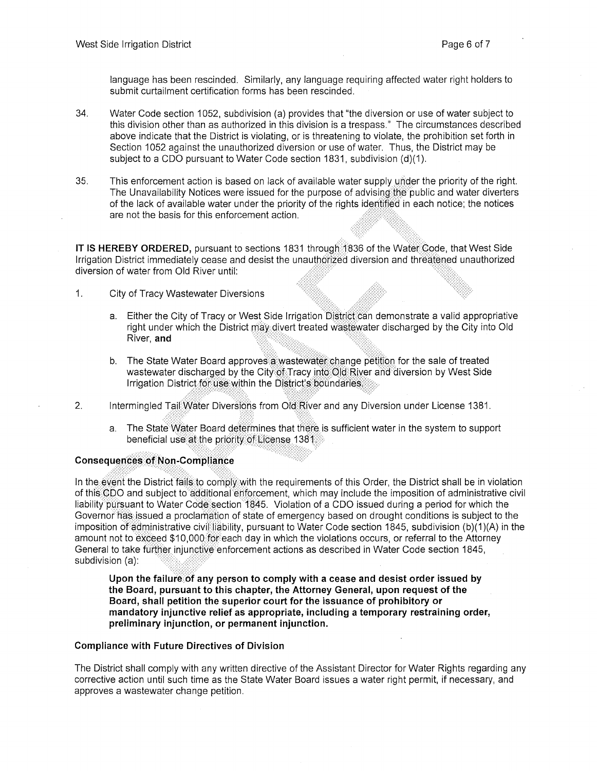language has been rescinded. Similarly, any language requiring affected water right holders to submit curtailment certification forms has been rescinded.

34. Water Code section 1052, subdivision (a) provides that "the diversion or use of water subject to this division other than as authorized in this division is a trespass." The circumstances described above indicate that the District is violating, or is threatening to violate, the prohibition set forth in Section 1052 against the unauthorized diversion or use of water. Thus, the District may be subject to a CDO pursuant to Water Code section 1831, subdivision (d)(1).

35. This enforcement action is based on lack of available water supply under the priority of the right. The Unavailability Notices were issued for the purpose of advising the public and water diverters of the lack of available water under the priority of the rights identified in each notice; the notices are not the basis for this enforcement action.

**IT IS HEREBY ORDERED,** pursuant to sections 1831 through 1836 of the Water Code, that West Side Irrigation District immediately cease and desist the unauthorized diversion and threatened unauthorized diversion of water from Old River until:

1. City of Tracy Wastewater Diversions

   a. Either the City of Tracy or West Side Irrigation District can demonstrate a valid appropriative right under which the District may divert treated wastewater discharged by the City into Old River, **and**

   b. The State Water Board approves a wastewater change petition for the sale of treated wastewater discharged by the City of Tracy into Old River and diversion by West Side Irrigation District for use within the District's boundaries.

2. Intermingled Tail Water Diversions from Old River and any Diversion under License 1381.

   a. The State Water Board determines that there is sufficient water in the system to support beneficial use at the priority of License 1381.

### Consequences of Non-Compliance

In the event the District fails to comply with the requirements of this Order, the District shall be in violation of this CDO and subject to additional enforcement, which may include the imposition of administrative civil liability pursuant to Water Code section 1845. Violation of a CDO issued during a period for which the Governor has issued a proclamation of state of emergency based on drought conditions is subject to the imposition of administrative civil liability, pursuant to Water Code section 1845, subdivision (b)(1)(A) in the amount not to exceed $10,000 for each day in which the violations occurs, or referral to the Attorney General to take further injunctive enforcement actions as described in Water Code section 1845, subdivision (a):

> **Upon the failure of any person to comply with a cease and desist order issued by the Board, pursuant to this chapter, the Attorney General, upon request of the Board, shall petition the superior court for the issuance of prohibitory or mandatory injunctive relief as appropriate, including a temporary restraining order, preliminary injunction, or permanent injunction.**

### Compliance with Future Directives of Division

The District shall comply with any written directive of the Assistant Director for Water Rights regarding any corrective action until such time as the State Water Board issues a water right permit, if necessary, and approves a wastewater change petition.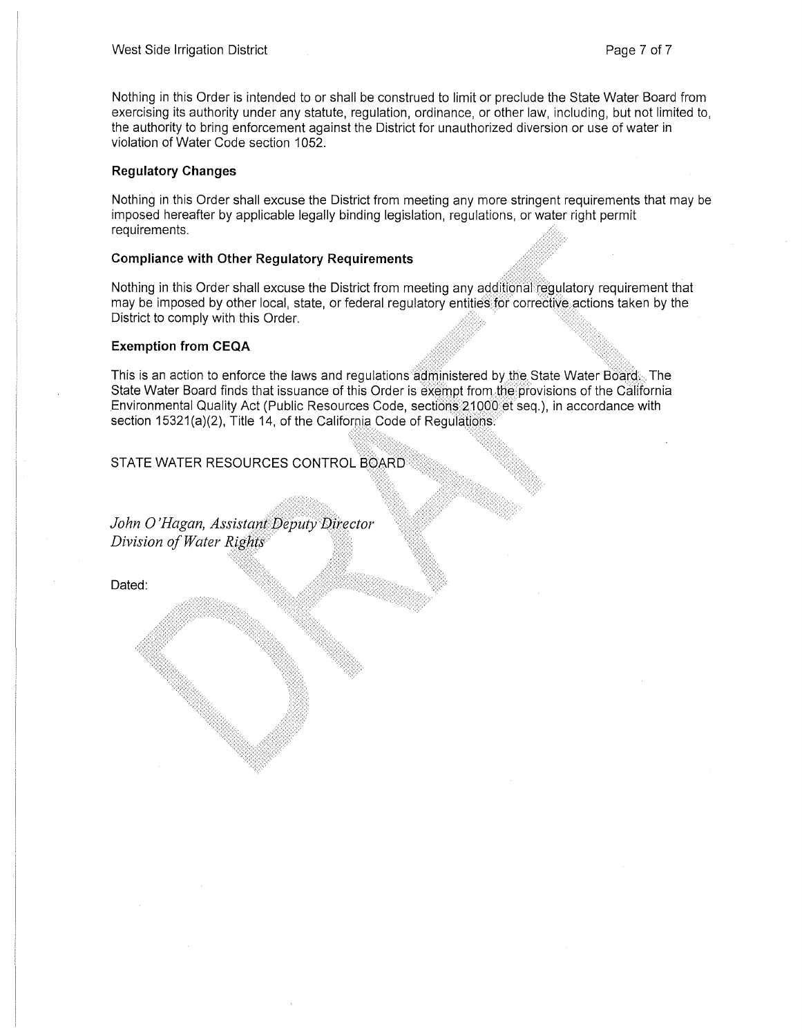Nothing in this Order is intended to or shall be construed to limit or preclude the State Water Board from exercising its authority under any statute, regulation, ordinance, or other law, including, but not limited to, the authority to bring enforcement against the District for unauthorized diversion or use of water in violation of Water Code section 1052.

**Regulatory Changes**

Nothing in this Order shall excuse the District from meeting any more stringent requirements that may be imposed hereafter by applicable legally binding legislation, regulations, or water right permit requirements.

**Compliance with Other Regulatory Requirements**

Nothing in this Order shall excuse the District from meeting any additional regulatory requirement that may be imposed by other local, state, or federal regulatory entities for corrective actions taken by the District to comply with this Order.

**Exemption from CEQA**

This is an action to enforce the laws and regulations administered by the State Water Board. The State Water Board finds that issuance of this Order is exempt from the provisions of the California Environmental Quality Act (Public Resources Code, sections 21000 et seq.), in accordance with section 15321(a)(2), Title 14, of the California Code of Regulations.

STATE WATER RESOURCES CONTROL BOARD

*John O'Hagan, Assistant Deputy Director*
*Division of Water Rights*

Dated:

DRAFT